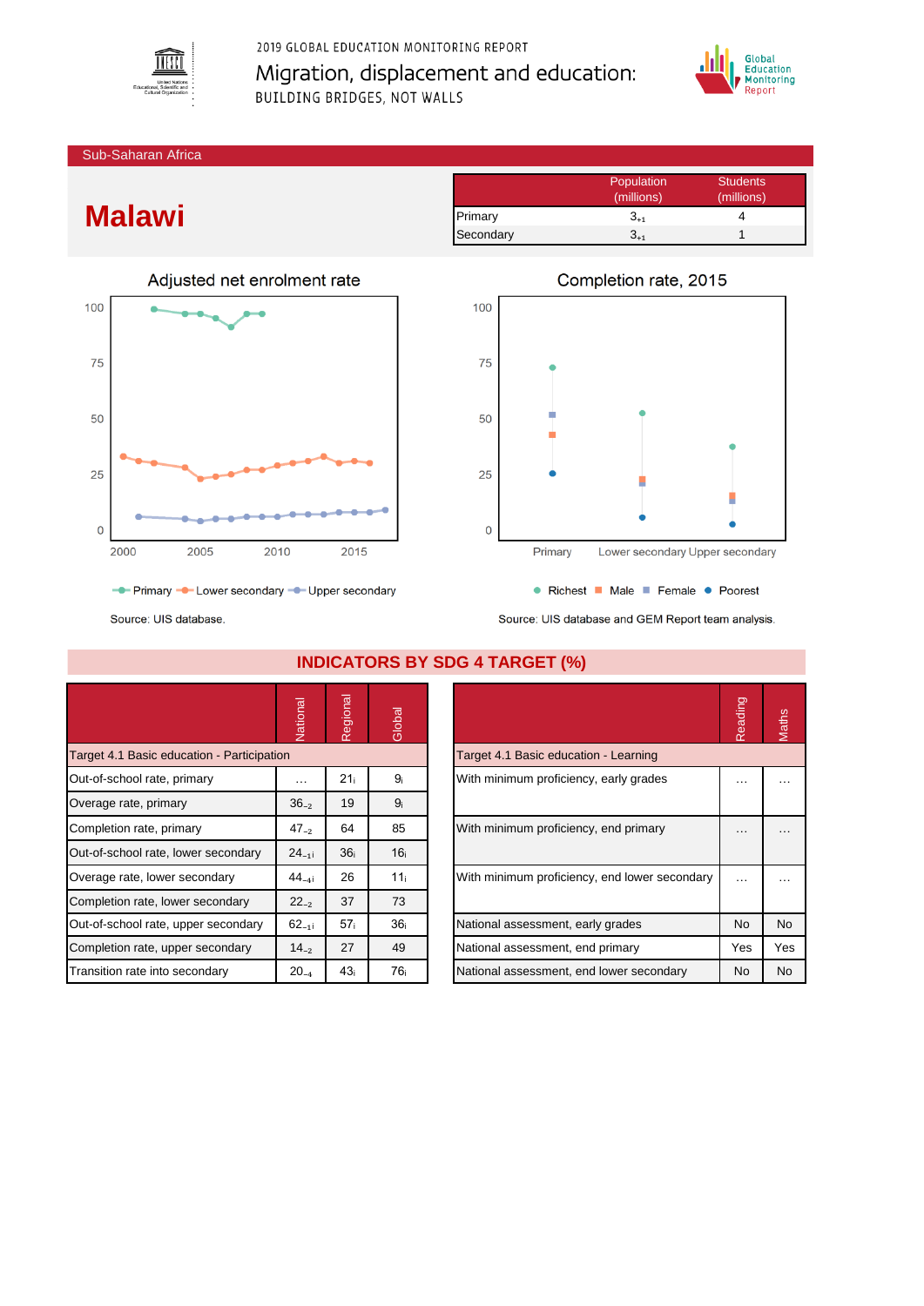2019 GLOBAL EDUCATION MONITORING REPORT

# Migration, displacement and education: BUILDING BRIDGES, NOT WALLS

Sub-Saharan Africa

# Malawi

| | Population (millions) | Students (millions) |
|---|---|---|
| Primary | $3_{+1}$ | 4 |
| Secondary | $3_{+1}$ | 1 |

Adjusted net enrolment rate

Primary · Lower secondary · Upper secondary

Source: UIS database.

Completion rate, 2015

Richest · Male · Female · Poorest

Source: UIS database and GEM Report team analysis.

## INDICATORS BY SDG 4 TARGET (%)

| | National | Regional | Global |
|---|---|---|---|
| **Target 4.1 Basic education - Participation** | | | |
| Out-of-school rate, primary | … | $21_{i}$ | $9_{i}$ |
| Overage rate, primary | $36_{-2}$ | 19 | $9_{i}$ |
| Completion rate, primary | $47_{-2}$ | 64 | 85 |
| Out-of-school rate, lower secondary | $24_{-1i}$ | $36_{i}$ | $16_{i}$ |
| Overage rate, lower secondary | $44_{-4i}$ | 26 | $11_{i}$ |
| Completion rate, lower secondary | $22_{-2}$ | 37 | 73 |
| Out-of-school rate, upper secondary | $62_{-1i}$ | $57_{i}$ | $36_{i}$ |
| Completion rate, upper secondary | $14_{-2}$ | 27 | 49 |
| Transition rate into secondary | $20_{-4}$ | $43_{i}$ | $76_{i}$ |

| | Reading | Maths |
|---|---|---|
| **Target 4.1 Basic education - Learning** | | |
| With minimum proficiency, early grades | … | … |
| With minimum proficiency, end primary | … | … |
| With minimum proficiency, end lower secondary | … | … |
| National assessment, early grades | No | No |
| National assessment, end primary | Yes | Yes |
| National assessment, end lower secondary | No | No |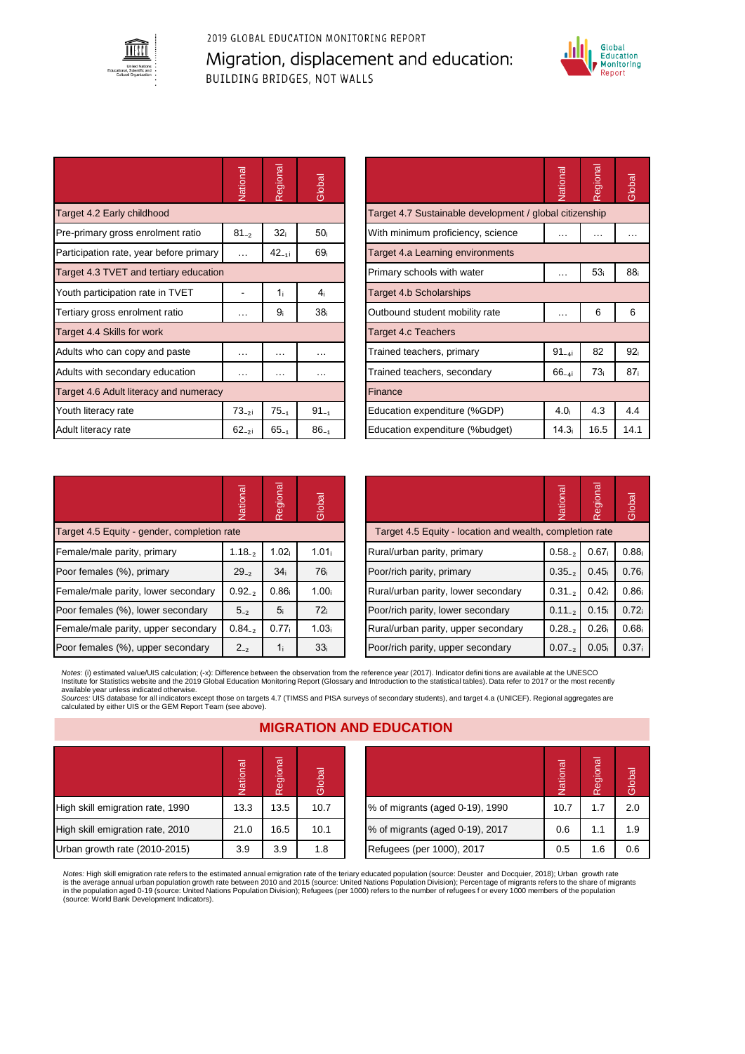2019 GLOBAL EDUCATION MONITORING REPORT

# Migration, displacement and education:

BUILDING BRIDGES, NOT WALLS

| | National | Regional | Global |
|---|---|---|---|
| Target 4.2 Early childhood | | | |
| Pre-primary gross enrolment ratio | $81_{-2}$ | $32_{i}$ | $50_{i}$ |
| Participation rate, year before primary | … | $42_{-1i}$ | $69_{i}$ |
| Target 4.3 TVET and tertiary education | | | |
| Youth participation rate in TVET | - | $1_{i}$ | $4_{i}$ |
| Tertiary gross enrolment ratio | … | $9_{i}$ | $38_{i}$ |
| Target 4.4 Skills for work | | | |
| Adults who can copy and paste | … | … | … |
| Adults with secondary education | … | … | … |
| Target 4.6 Adult literacy and numeracy | | | |
| Youth literacy rate | $73_{-2i}$ | $75_{-1}$ | $91_{-1}$ |
| Adult literacy rate | $62_{-2i}$ | $65_{-1}$ | $86_{-1}$ |

| | National | Regional | Global |
|---|---|---|---|
| Target 4.7 Sustainable development / global citizenship | | | |
| With minimum proficiency, science | … | … | … |
| Target 4.a Learning environments | | | |
| Primary schools with water | … | $53_{i}$ | $88_{i}$ |
| Target 4.b Scholarships | | | |
| Outbound student mobility rate | … | 6 | 6 |
| Target 4.c Teachers | | | |
| Trained teachers, primary | $91_{-4i}$ | 82 | $92_{i}$ |
| Trained teachers, secondary | $66_{-4i}$ | $73_{i}$ | $87_{i}$ |
| Finance | | | |
| Education expenditure (%GDP) | $4.0_{i}$ | 4.3 | 4.4 |
| Education expenditure (%budget) | $14.3_{i}$ | 16.5 | 14.1 |

| | National | Regional | Global |
|---|---|---|---|
| Target 4.5 Equity - gender, completion rate | | | |
| Female/male parity, primary | $1.18_{-2}$ | $1.02_{i}$ | $1.01_{i}$ |
| Poor females (%), primary | $29_{-2}$ | $34_{i}$ | $76_{i}$ |
| Female/male parity, lower secondary | $0.92_{-2}$ | $0.86_{i}$ | $1.00_{i}$ |
| Poor females (%), lower secondary | $5_{-2}$ | $5_{i}$ | $72_{i}$ |
| Female/male parity, upper secondary | $0.84_{-2}$ | $0.77_{i}$ | $1.03_{i}$ |
| Poor females (%), upper secondary | $2_{-2}$ | $1_{i}$ | $33_{i}$ |

| | National | Regional | Global |
|---|---|---|---|
| Target 4.5 Equity - location and wealth, completion rate | | | |
| Rural/urban parity, primary | $0.58_{-2}$ | $0.67_{i}$ | $0.88_{i}$ |
| Poor/rich parity, primary | $0.35_{-2}$ | $0.45_{i}$ | $0.76_{i}$ |
| Rural/urban parity, lower secondary | $0.31_{-2}$ | $0.42_{i}$ | $0.86_{i}$ |
| Poor/rich parity, lower secondary | $0.11_{-2}$ | $0.15_{i}$ | $0.72_{i}$ |
| Rural/urban parity, upper secondary | $0.28_{-2}$ | $0.26_{i}$ | $0.68_{i}$ |
| Poor/rich parity, upper secondary | $0.07_{-2}$ | $0.05_{i}$ | $0.37_{i}$ |

*Notes*: (i) estimated value/UIS calculation; (-x): Difference between the observation from the reference year (2017). Indicator definitions are available at the UNESCO Institute for Statistics website and the 2019 Global Education Monitoring Report (Glossary and Introduction to the statistical tables). Data refer to 2017 or the most recently available year unless indicated otherwise.
*Sources*: UIS database for all indicators except those on targets 4.7 (TIMSS and PISA surveys of secondary students), and target 4.a (UNICEF). Regional aggregates are calculated by either UIS or the GEM Report Team (see above).

## MIGRATION AND EDUCATION

| | National | Regional | Global |
|---|---|---|---|
| High skill emigration rate, 1990 | 13.3 | 13.5 | 10.7 |
| High skill emigration rate, 2010 | 21.0 | 16.5 | 10.1 |
| Urban growth rate (2010-2015) | 3.9 | 3.9 | 1.8 |

| | National | Regional | Global |
|---|---|---|---|
| % of migrants (aged 0-19), 1990 | 10.7 | 1.7 | 2.0 |
| % of migrants (aged 0-19), 2017 | 0.6 | 1.1 | 1.9 |
| Refugees (per 1000), 2017 | 0.5 | 1.6 | 0.6 |

*Notes*: High skill emigration rate refers to the estimated annual emigration rate of the teriary educated population (source: Deuster and Docquier, 2018); Urban growth rate is the average annual urban population growth rate between 2010 and 2015 (source: United Nations Population Division); Percentage of migrants refers to the share of migrants in the population aged 0-19 (source: United Nations Population Division); Refugees (per 1000) refers to the number of refugees f or every 1000 members of the population (source: World Bank Development Indicators).